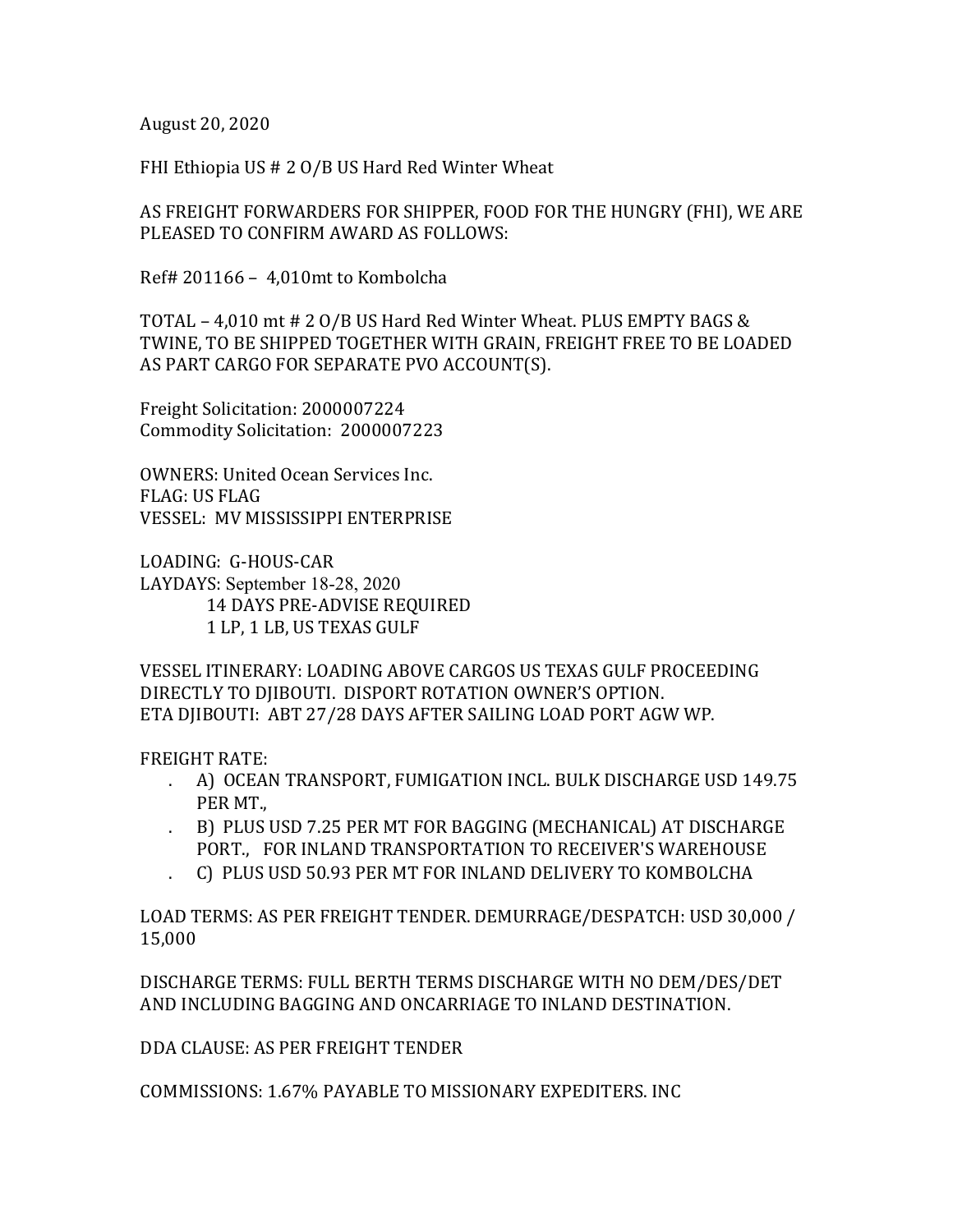August 20, 2020

FHI Ethiopia US # 2 O/B US Hard Red Winter Wheat

AS FREIGHT FORWARDERS FOR SHIPPER, FOOD FOR THE HUNGRY (FHI), WE ARE PLEASED TO CONFIRM AWARD AS FOLLOWS:

Ref# 201166 – 4,010mt to Kombolcha

TOTAL – 4,010 mt # 2 O/B US Hard Red Winter Wheat. PLUS EMPTY BAGS & TWINE, TO BE SHIPPED TOGETHER WITH GRAIN, FREIGHT FREE TO BE LOADED AS PART CARGO FOR SEPARATE PVO ACCOUNT(S).

Freight Solicitation: 2000007224
Commodity Solicitation: 2000007223

OWNERS: United Ocean Services Inc.
FLAG: US FLAG
VESSEL: MV MISSISSIPPI ENTERPRISE

LOADING: G-HOUS-CAR
LAYDAYS: September 18-28, 2020
14 DAYS PRE-ADVISE REQUIRED
1 LP, 1 LB, US TEXAS GULF

VESSEL ITINERARY: LOADING ABOVE CARGOS US TEXAS GULF PROCEEDING DIRECTLY TO DJIBOUTI. DISPORT ROTATION OWNER'S OPTION.
ETA DJIBOUTI: ABT 27/28 DAYS AFTER SAILING LOAD PORT AGW WP.

FREIGHT RATE:

- A) OCEAN TRANSPORT, FUMIGATION INCL. BULK DISCHARGE USD 149.75 PER MT.,
- B) PLUS USD 7.25 PER MT FOR BAGGING (MECHANICAL) AT DISCHARGE PORT., FOR INLAND TRANSPORTATION TO RECEIVER'S WAREHOUSE
- C) PLUS USD 50.93 PER MT FOR INLAND DELIVERY TO KOMBOLCHA

LOAD TERMS: AS PER FREIGHT TENDER. DEMURRAGE/DESPATCH: USD 30,000 / 15,000

DISCHARGE TERMS: FULL BERTH TERMS DISCHARGE WITH NO DEM/DES/DET AND INCLUDING BAGGING AND ONCARRIAGE TO INLAND DESTINATION.

DDA CLAUSE: AS PER FREIGHT TENDER

COMMISSIONS: 1.67% PAYABLE TO MISSIONARY EXPEDITERS. INC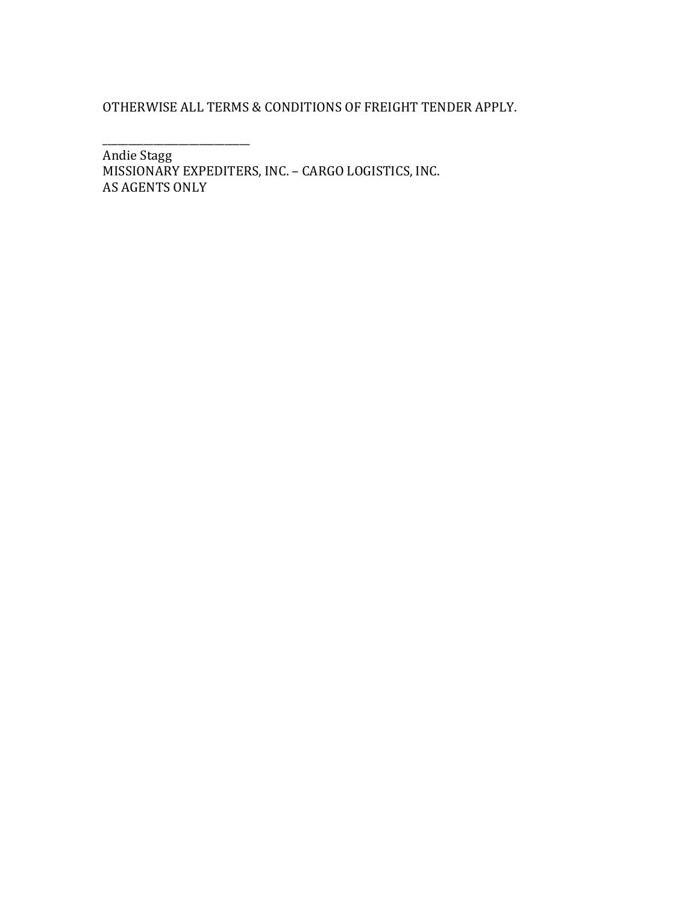OTHERWISE ALL TERMS & CONDITIONS OF FREIGHT TENDER APPLY.

___________________________
Andie Stagg
MISSIONARY EXPEDITERS, INC. – CARGO LOGISTICS, INC.
AS AGENTS ONLY